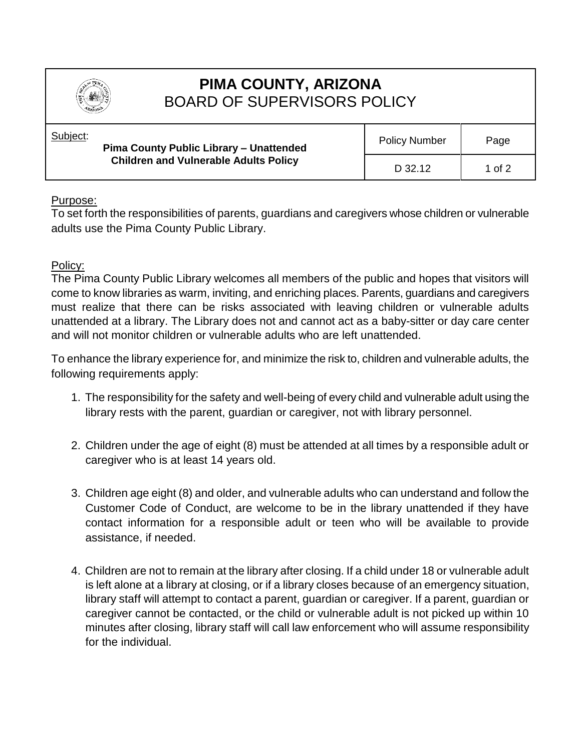# PIMA COUNTY, ARIZONA
## BOARD OF SUPERVISORS POLICY

| Subject: **Pima County Public Library – Unattended Children and Vulnerable Adults Policy** | Policy Number | Page |
|---|---|---|
| | D 32.12 | 1 of 2 |

Purpose:
To set forth the responsibilities of parents, guardians and caregivers whose children or vulnerable adults use the Pima County Public Library.

Policy:
The Pima County Public Library welcomes all members of the public and hopes that visitors will come to know libraries as warm, inviting, and enriching places. Parents, guardians and caregivers must realize that there can be risks associated with leaving children or vulnerable adults unattended at a library. The Library does not and cannot act as a baby-sitter or day care center and will not monitor children or vulnerable adults who are left unattended.

To enhance the library experience for, and minimize the risk to, children and vulnerable adults, the following requirements apply:

1. The responsibility for the safety and well-being of every child and vulnerable adult using the library rests with the parent, guardian or caregiver, not with library personnel.

2. Children under the age of eight (8) must be attended at all times by a responsible adult or caregiver who is at least 14 years old.

3. Children age eight (8) and older, and vulnerable adults who can understand and follow the Customer Code of Conduct, are welcome to be in the library unattended if they have contact information for a responsible adult or teen who will be available to provide assistance, if needed.

4. Children are not to remain at the library after closing. If a child under 18 or vulnerable adult is left alone at a library at closing, or if a library closes because of an emergency situation, library staff will attempt to contact a parent, guardian or caregiver. If a parent, guardian or caregiver cannot be contacted, or the child or vulnerable adult is not picked up within 10 minutes after closing, library staff will call law enforcement who will assume responsibility for the individual.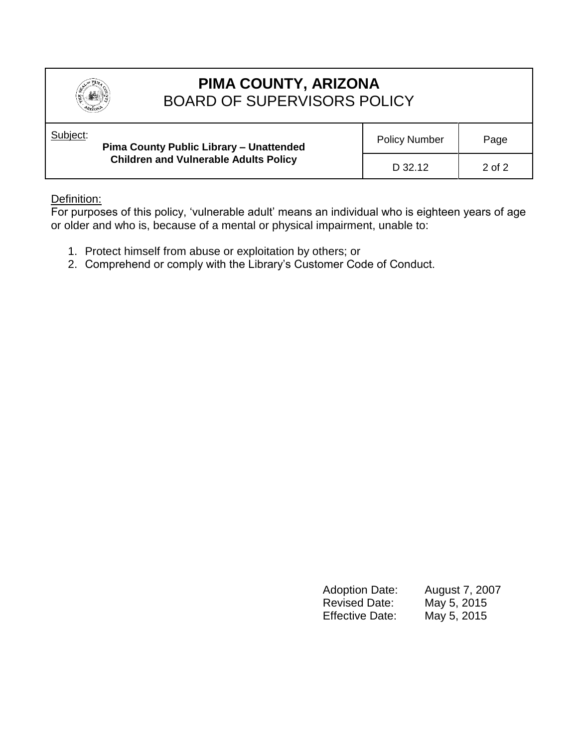Definition:

For purposes of this policy, 'vulnerable adult' means an individual who is eighteen years of age or older and who is, because of a mental or physical impairment, unable to:

1. Protect himself from abuse or exploitation by others; or
2. Comprehend or comply with the Library's Customer Code of Conduct.

Adoption Date: August 7, 2007
Revised Date: May 5, 2015
Effective Date: May 5, 2015